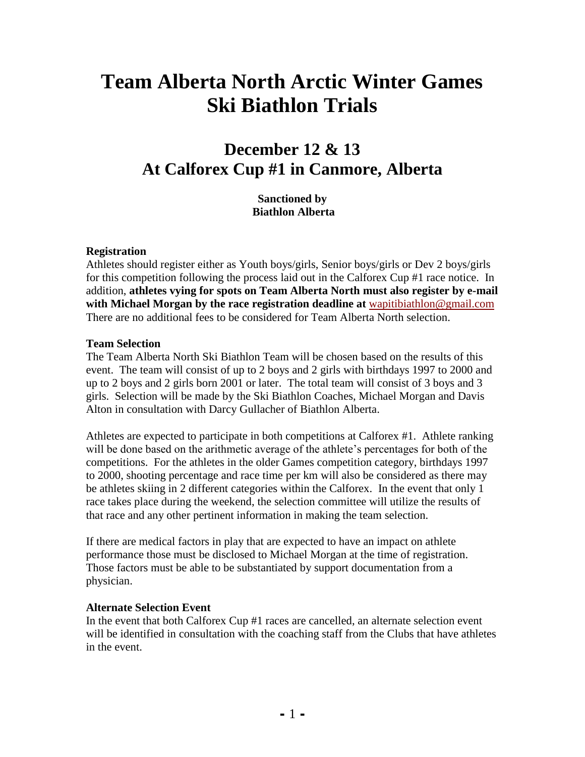# Team Alberta North Arctic Winter Games Ski Biathlon Trials

## December 12 & 13
## At Calforex Cup #1 in Canmore, Alberta

**Sanctioned by**
**Biathlon Alberta**

**Registration**

Athletes should register either as Youth boys/girls, Senior boys/girls or Dev 2 boys/girls for this competition following the process laid out in the Calforex Cup #1 race notice. In addition, **athletes vying for spots on Team Alberta North must also register by e-mail with Michael Morgan by the race registration deadline at** wapitibiathlon@gmail.com There are no additional fees to be considered for Team Alberta North selection.

**Team Selection**

The Team Alberta North Ski Biathlon Team will be chosen based on the results of this event. The team will consist of up to 2 boys and 2 girls with birthdays 1997 to 2000 and up to 2 boys and 2 girls born 2001 or later. The total team will consist of 3 boys and 3 girls. Selection will be made by the Ski Biathlon Coaches, Michael Morgan and Davis Alton in consultation with Darcy Gullacher of Biathlon Alberta.

Athletes are expected to participate in both competitions at Calforex #1. Athlete ranking will be done based on the arithmetic average of the athlete's percentages for both of the competitions. For the athletes in the older Games competition category, birthdays 1997 to 2000, shooting percentage and race time per km will also be considered as there may be athletes skiing in 2 different categories within the Calforex. In the event that only 1 race takes place during the weekend, the selection committee will utilize the results of that race and any other pertinent information in making the team selection.

If there are medical factors in play that are expected to have an impact on athlete performance those must be disclosed to Michael Morgan at the time of registration. Those factors must be able to be substantiated by support documentation from a physician.

**Alternate Selection Event**

In the event that both Calforex Cup #1 races are cancelled, an alternate selection event will be identified in consultation with the coaching staff from the Clubs that have athletes in the event.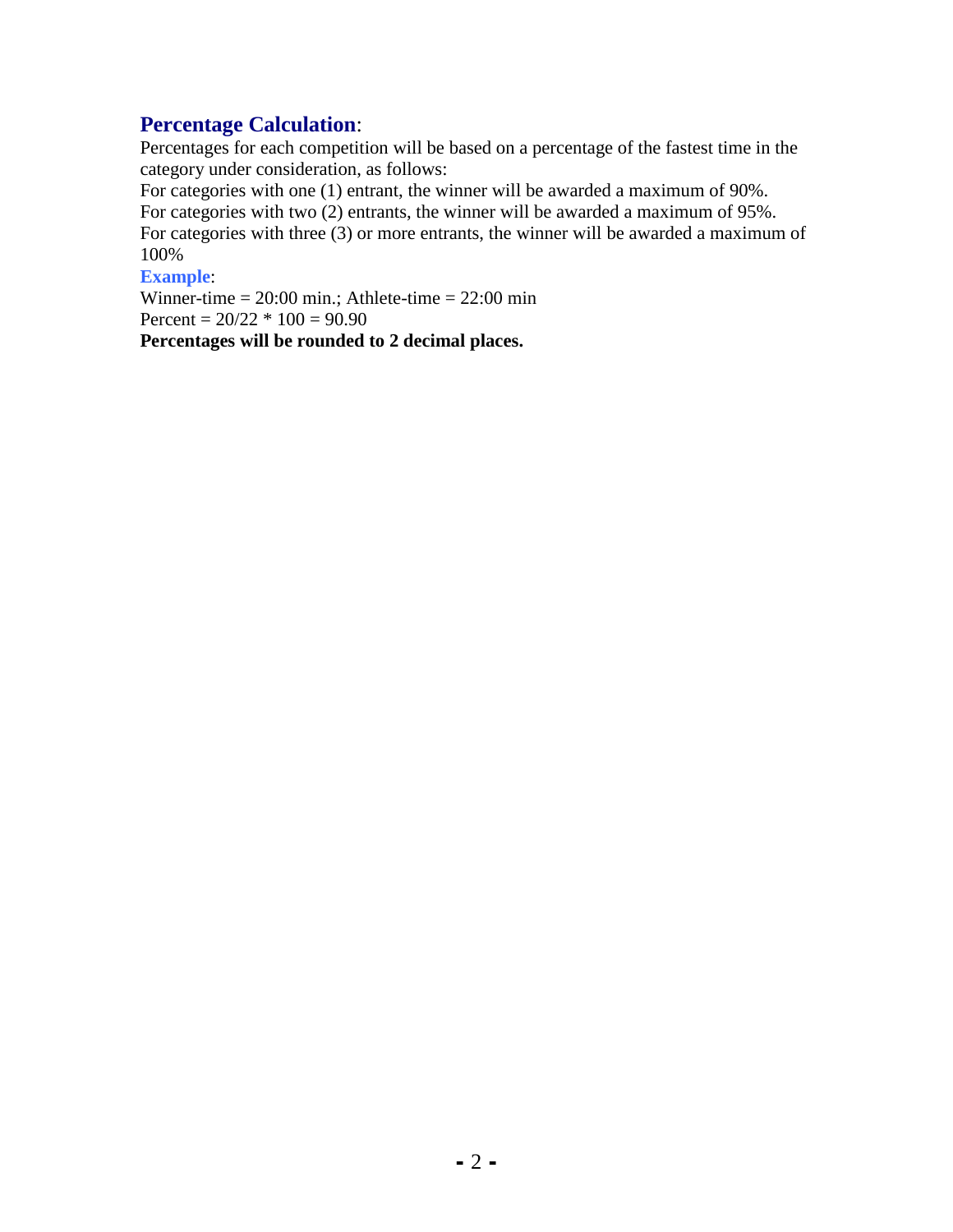## Percentage Calculation:

Percentages for each competition will be based on a percentage of the fastest time in the category under consideration, as follows:

For categories with one (1) entrant, the winner will be awarded a maximum of 90%.

For categories with two (2) entrants, the winner will be awarded a maximum of 95%.

For categories with three (3) or more entrants, the winner will be awarded a maximum of 100%

**Example**:

Winner-time = 20:00 min.; Athlete-time = 22:00 min

Percent = 20/22 * 100 = 90.90

**Percentages will be rounded to 2 decimal places.**